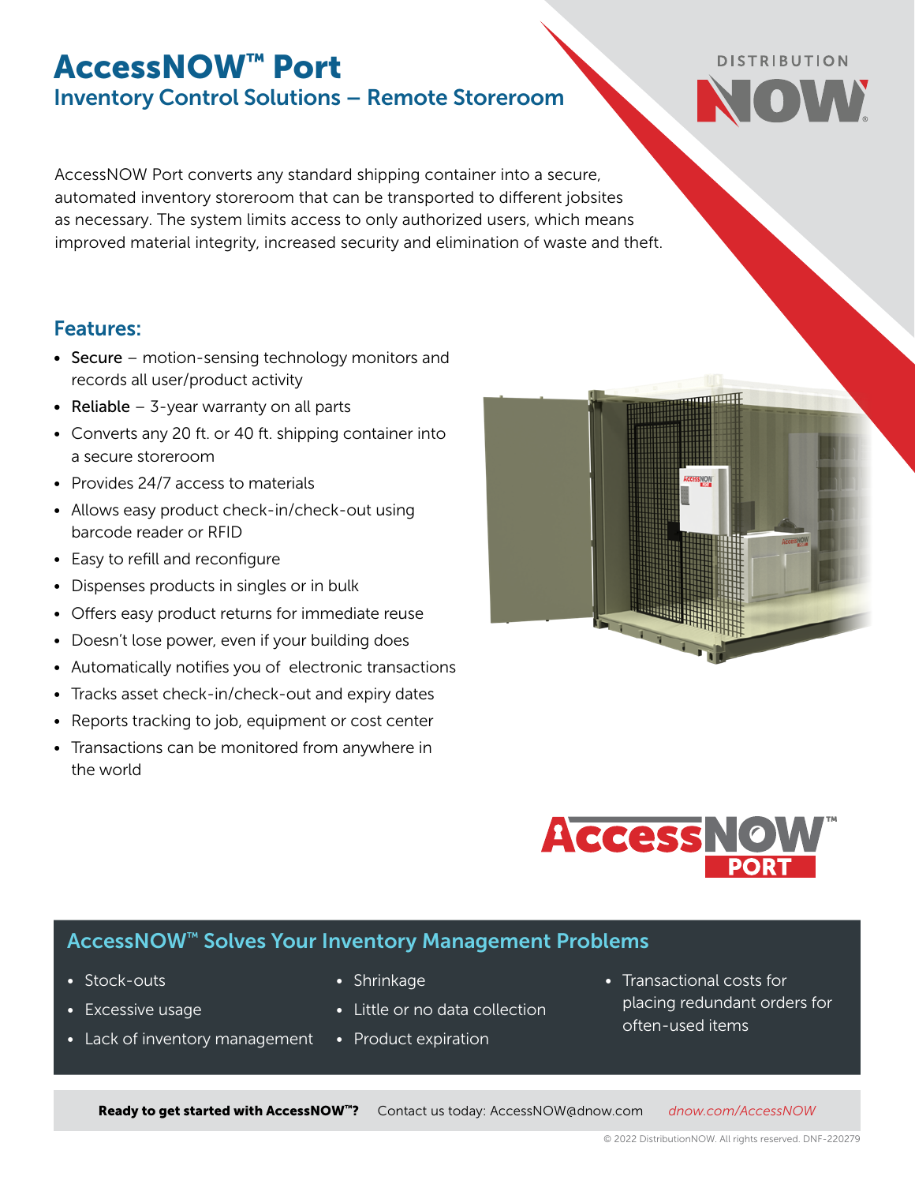# AccessNOW™ Port

## Inventory Control Solutions – Remote Storeroom

AccessNOW Port converts any standard shipping container into a secure, automated inventory storeroom that can be transported to different jobsites as necessary. The system limits access to only authorized users, which means improved material integrity, increased security and elimination of waste and theft.

### Features:

- Secure – motion-sensing technology monitors and records all user/product activity
- Reliable – 3-year warranty on all parts
- Converts any 20 ft. or 40 ft. shipping container into a secure storeroom
- Provides 24/7 access to materials
- Allows easy product check-in/check-out using barcode reader or RFID
- Easy to refill and reconfigure
- Dispenses products in singles or in bulk
- Offers easy product returns for immediate reuse
- Doesn't lose power, even if your building does
- Automatically notifies you of electronic transactions
- Tracks asset check-in/check-out and expiry dates
- Reports tracking to job, equipment or cost center
- Transactions can be monitored from anywhere in the world

### AccessNOW™ Solves Your Inventory Management Problems

- Stock-outs
- Excessive usage
- Lack of inventory management
- Shrinkage
- Little or no data collection
- Product expiration
- Transactional costs for placing redundant orders for often-used items

**Ready to get started with AccessNOW™?** Contact us today: AccessNOW@dnow.com *dnow.com/AccessNOW*

© 2022 DistributionNOW. All rights reserved. DNF-220279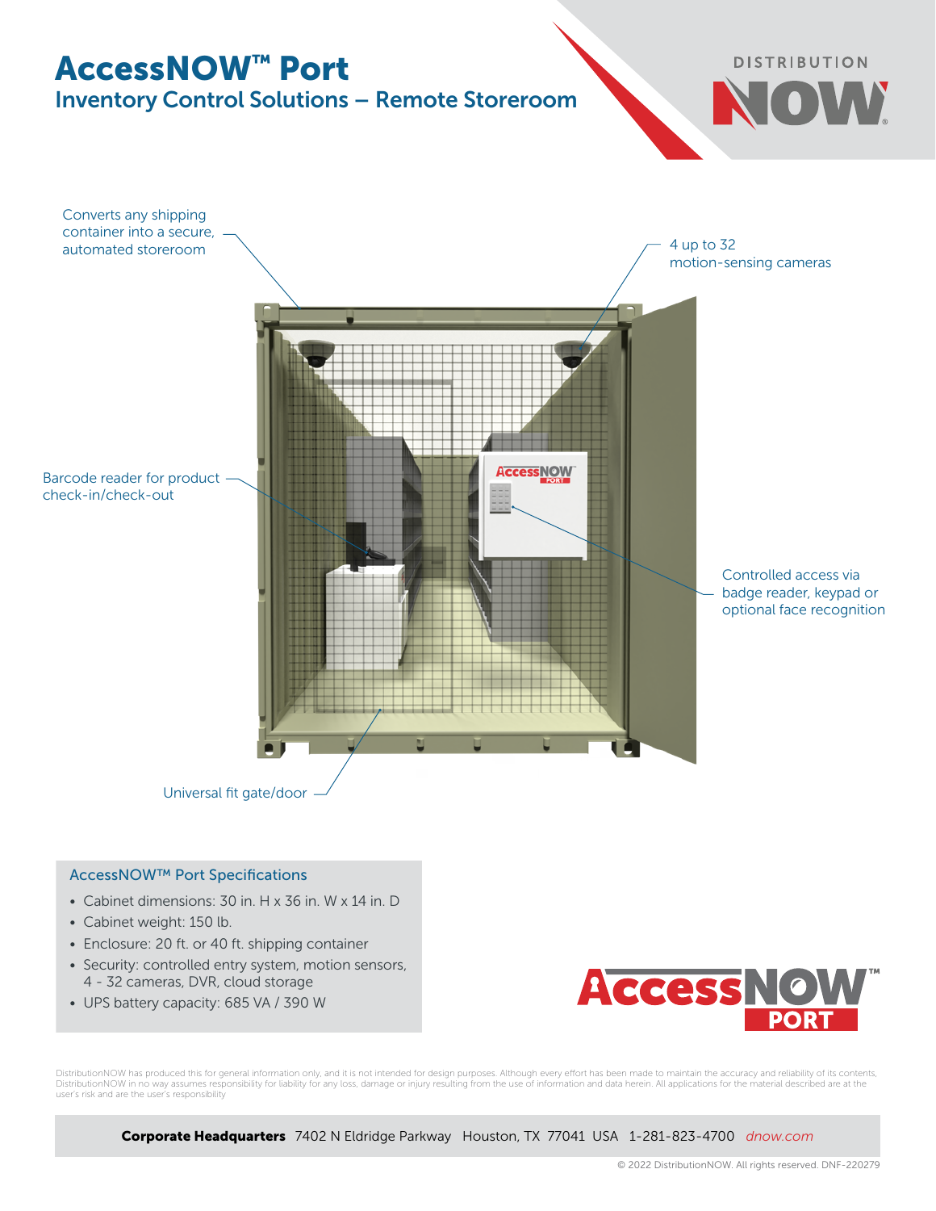# AccessNOW™ Port

## Inventory Control Solutions – Remote Storeroom

DISTRIBUTION NOW

Converts any shipping container into a secure, automated storeroom

4 up to 32 motion-sensing cameras

Barcode reader for product check-in/check-out

Controlled access via badge reader, keypad or optional face recognition

Universal fit gate/door

### AccessNOW™ Port Specifications

- Cabinet dimensions: 30 in. H x 36 in. W x 14 in. D
- Cabinet weight: 150 lb.
- Enclosure: 20 ft. or 40 ft. shipping container
- Security: controlled entry system, motion sensors, 4 - 32 cameras, DVR, cloud storage
- UPS battery capacity: 685 VA / 390 W

AccessNOW™ PORT

DistributionNOW has produced this for general information only, and it is not intended for design purposes. Although every effort has been made to maintain the accuracy and reliability of its contents, DistributionNOW in no way assumes responsibility for liability for any loss, damage or injury resulting from the use of information and data herein. All applications for the material described are at the user's risk and are the user's responsibility

**Corporate Headquarters** 7402 N Eldridge Parkway Houston, TX 77041 USA 1-281-823-4700 *dnow.com*

© 2022 DistributionNOW. All rights reserved. DNF-220279